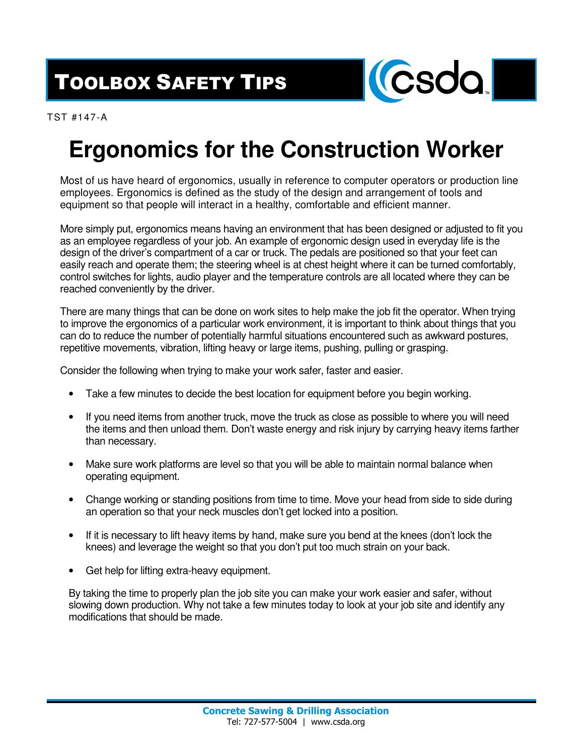# Toolbox Safety Tips

TST #147-A

# Ergonomics for the Construction Worker

Most of us have heard of ergonomics, usually in reference to computer operators or production line employees. Ergonomics is defined as the study of the design and arrangement of tools and equipment so that people will interact in a healthy, comfortable and efficient manner.

More simply put, ergonomics means having an environment that has been designed or adjusted to fit you as an employee regardless of your job. An example of ergonomic design used in everyday life is the design of the driver's compartment of a car or truck. The pedals are positioned so that your feet can easily reach and operate them; the steering wheel is at chest height where it can be turned comfortably, control switches for lights, audio player and the temperature controls are all located where they can be reached conveniently by the driver.

There are many things that can be done on work sites to help make the job fit the operator. When trying to improve the ergonomics of a particular work environment, it is important to think about things that you can do to reduce the number of potentially harmful situations encountered such as awkward postures, repetitive movements, vibration, lifting heavy or large items, pushing, pulling or grasping.

Consider the following when trying to make your work safer, faster and easier.

- Take a few minutes to decide the best location for equipment before you begin working.
- If you need items from another truck, move the truck as close as possible to where you will need the items and then unload them. Don't waste energy and risk injury by carrying heavy items farther than necessary.
- Make sure work platforms are level so that you will be able to maintain normal balance when operating equipment.
- Change working or standing positions from time to time. Move your head from side to side during an operation so that your neck muscles don't get locked into a position.
- If it is necessary to lift heavy items by hand, make sure you bend at the knees (don't lock the knees) and leverage the weight so that you don't put too much strain on your back.
- Get help for lifting extra-heavy equipment.

By taking the time to properly plan the job site you can make your work easier and safer, without slowing down production. Why not take a few minutes today to look at your job site and identify any modifications that should be made.

**Concrete Sawing & Drilling Association**
Tel: 727-577-5004 | www.csda.org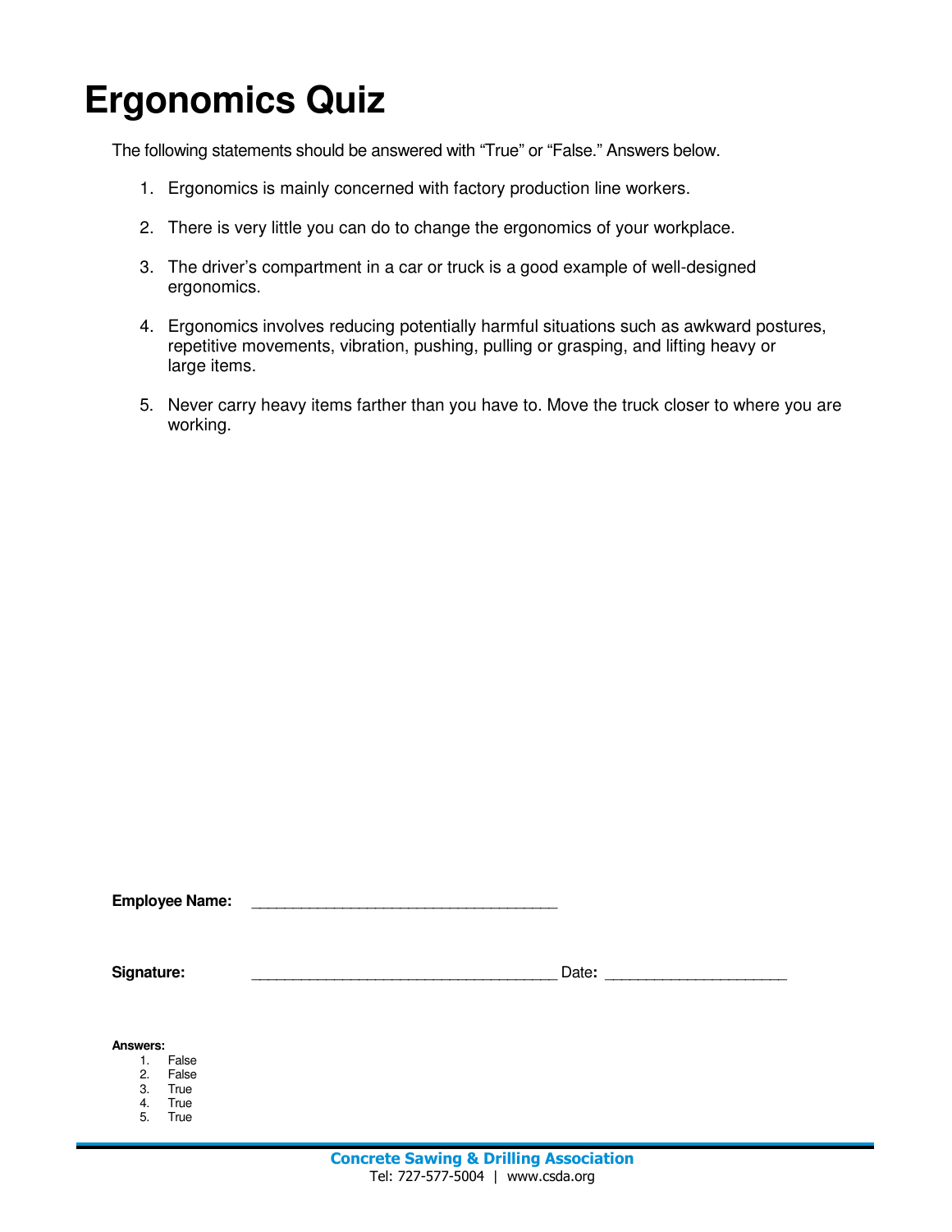# Ergonomics Quiz

The following statements should be answered with "True" or "False." Answers below.

1. Ergonomics is mainly concerned with factory production line workers.
2. There is very little you can do to change the ergonomics of your workplace.
3. The driver's compartment in a car or truck is a good example of well-designed ergonomics.
4. Ergonomics involves reducing potentially harmful situations such as awkward postures, repetitive movements, vibration, pushing, pulling or grasping, and lifting heavy or large items.
5. Never carry heavy items farther than you have to. Move the truck closer to where you are working.

**Employee Name:** ___________________________________

**Signature:** ___________________________________ Date**:** ____________________

**Answers:**
1. False
2. False
3. True
4. True
5. True

**Concrete Sawing & Drilling Association**
Tel: 727-577-5004 | www.csda.org